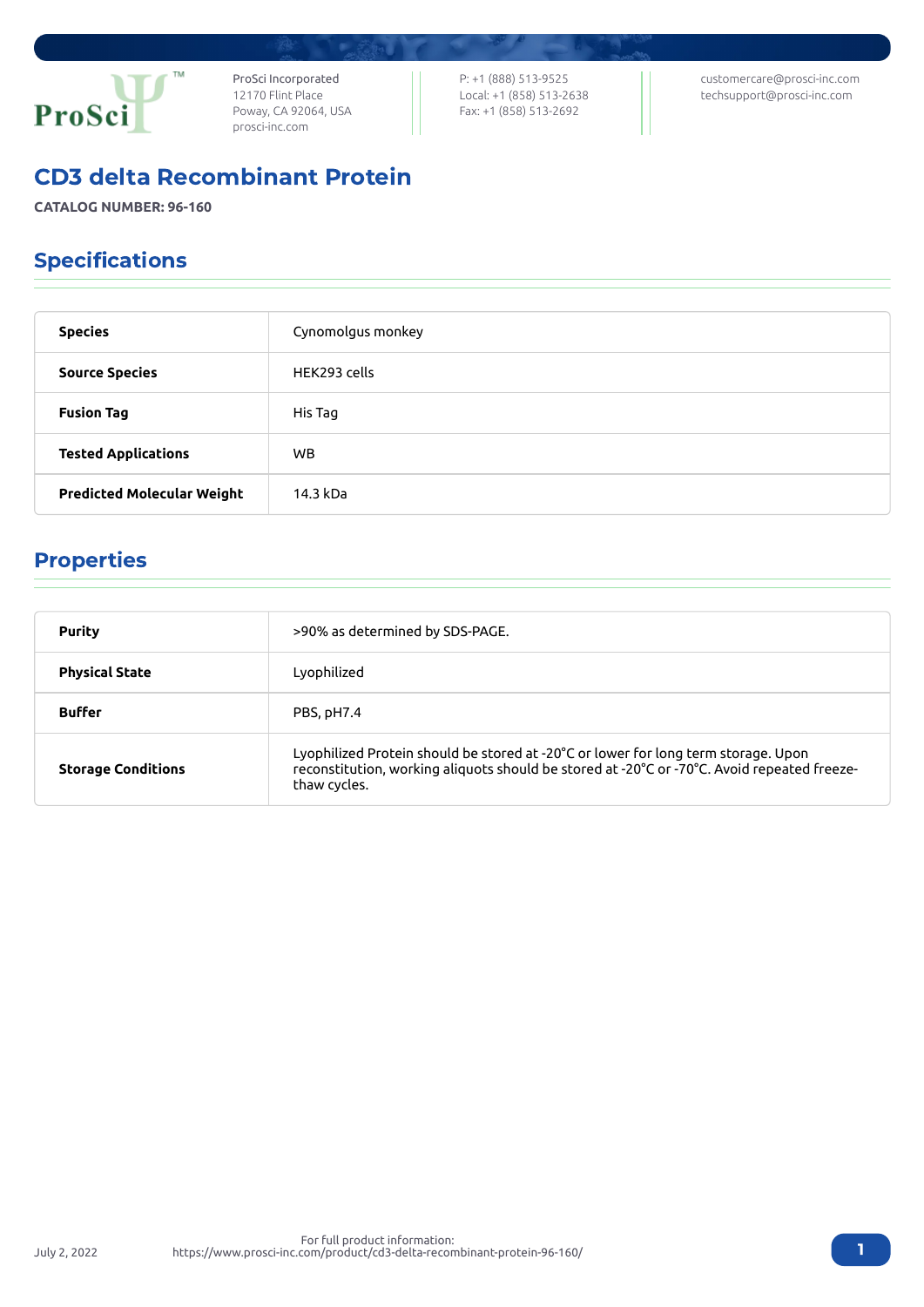ProSci Incorporated
12170 Flint Place
Poway, CA 92064, USA
prosci-inc.com

P: +1 (888) 513-9525
Local: +1 (858) 513-2638
Fax: +1 (858) 513-2692

customercare@prosci-inc.com
techsupport@prosci-inc.com

# CD3 delta Recombinant Protein

**CATALOG NUMBER: 96-160**

## Specifications

| | |
|---|---|
| **Species** | Cynomolgus monkey |
| **Source Species** | HEK293 cells |
| **Fusion Tag** | His Tag |
| **Tested Applications** | WB |
| **Predicted Molecular Weight** | 14.3 kDa |

## Properties

| | |
|---|---|
| **Purity** | >90% as determined by SDS-PAGE. |
| **Physical State** | Lyophilized |
| **Buffer** | PBS, pH7.4 |
| **Storage Conditions** | Lyophilized Protein should be stored at -20°C or lower for long term storage. Upon reconstitution, working aliquots should be stored at -20°C or -70°C. Avoid repeated freeze-thaw cycles. |

July 2, 2022

For full product information:
https://www.prosci-inc.com/product/cd3-delta-recombinant-protein-96-160/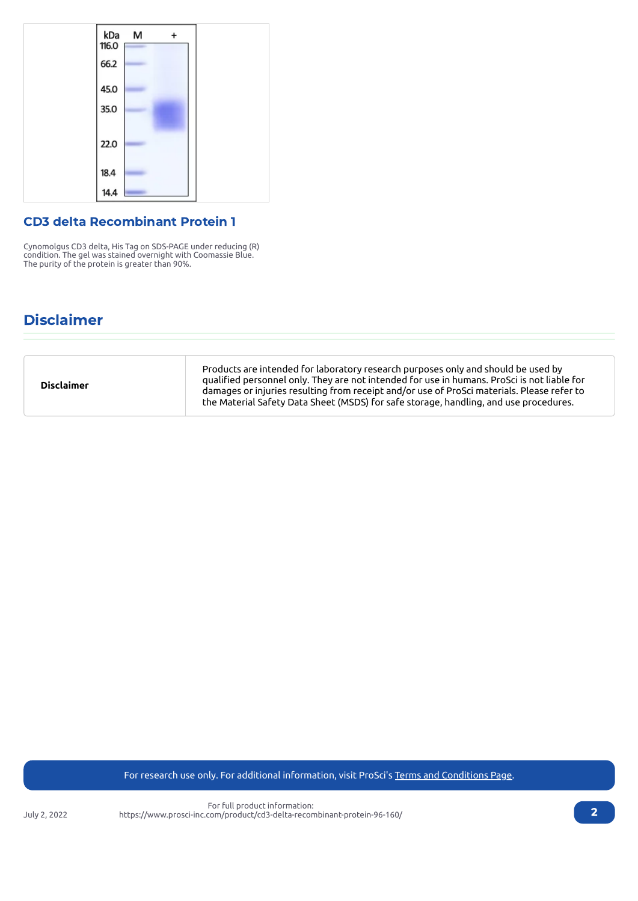kDa M +
116.0
66.2
45.0
35.0
22.0
18.4
14.4

## CD3 delta Recombinant Protein 1

Cynomolgus CD3 delta, His Tag on SDS-PAGE under reducing (R) condition. The gel was stained overnight with Coomassie Blue. The purity of the protein is greater than 90%.

## Disclaimer

| | |
|---|---|
| **Disclaimer** | Products are intended for laboratory research purposes only and should be used by qualified personnel only. They are not intended for use in humans. ProSci is not liable for damages or injuries resulting from receipt and/or use of ProSci materials. Please refer to the Material Safety Data Sheet (MSDS) for safe storage, handling, and use procedures. |

For research use only. For additional information, visit ProSci's Terms and Conditions Page.

July 2, 2022

For full product information:
https://www.prosci-inc.com/product/cd3-delta-recombinant-protein-96-160/